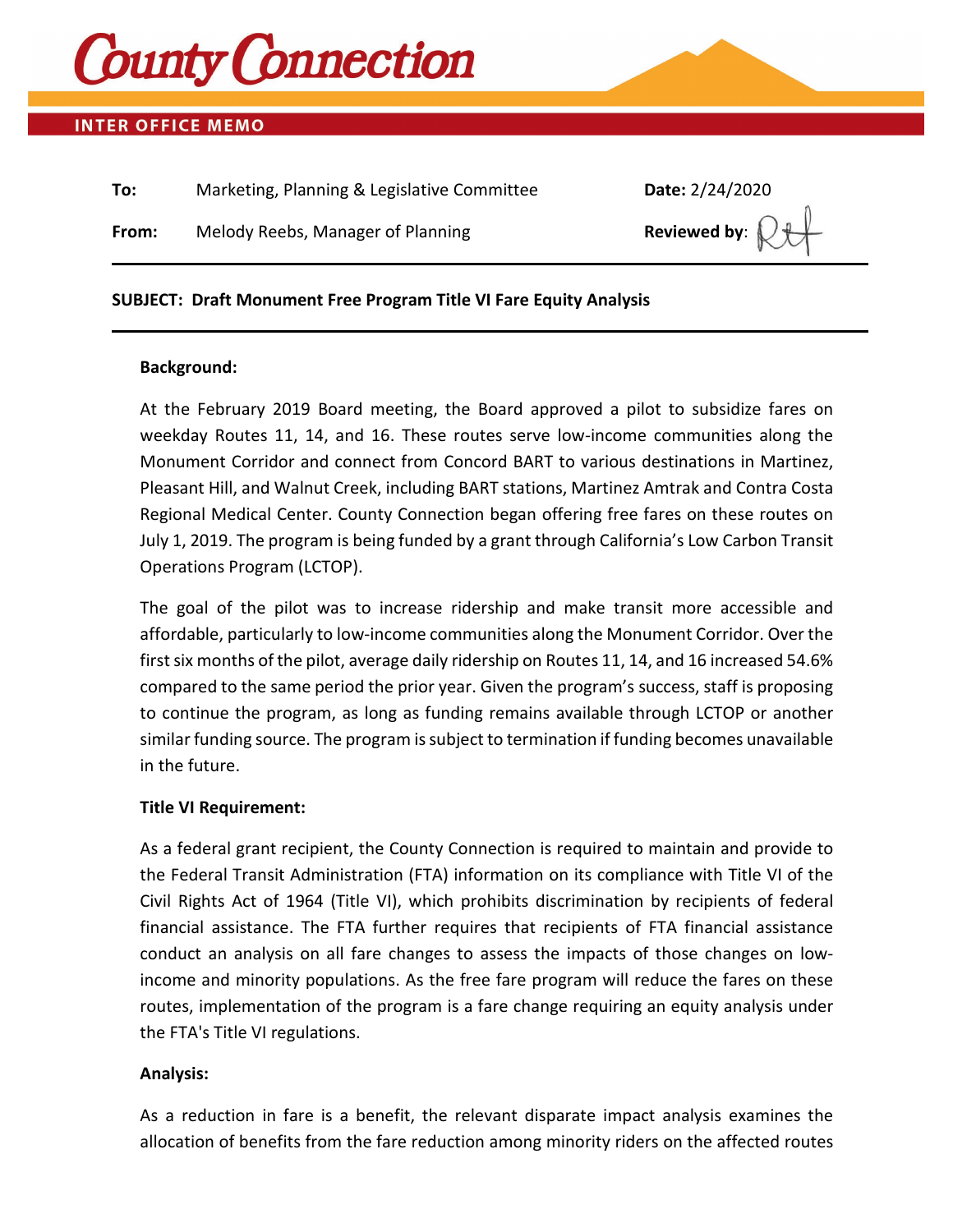# County Connection

**INTER OFFICE MEMO**

**To:** Marketing, Planning & Legislative Committee

**Date:** 2/24/2020

**From:** Melody Reebs, Manager of Planning

**Reviewed by:**

**SUBJECT: Draft Monument Free Program Title VI Fare Equity Analysis**

**Background:**

At the February 2019 Board meeting, the Board approved a pilot to subsidize fares on weekday Routes 11, 14, and 16. These routes serve low-income communities along the Monument Corridor and connect from Concord BART to various destinations in Martinez, Pleasant Hill, and Walnut Creek, including BART stations, Martinez Amtrak and Contra Costa Regional Medical Center. County Connection began offering free fares on these routes on July 1, 2019. The program is being funded by a grant through California's Low Carbon Transit Operations Program (LCTOP).

The goal of the pilot was to increase ridership and make transit more accessible and affordable, particularly to low-income communities along the Monument Corridor. Over the first six months of the pilot, average daily ridership on Routes 11, 14, and 16 increased 54.6% compared to the same period the prior year. Given the program's success, staff is proposing to continue the program, as long as funding remains available through LCTOP or another similar funding source. The program is subject to termination if funding becomes unavailable in the future.

**Title VI Requirement:**

As a federal grant recipient, the County Connection is required to maintain and provide to the Federal Transit Administration (FTA) information on its compliance with Title VI of the Civil Rights Act of 1964 (Title VI), which prohibits discrimination by recipients of federal financial assistance. The FTA further requires that recipients of FTA financial assistance conduct an analysis on all fare changes to assess the impacts of those changes on low-income and minority populations. As the free fare program will reduce the fares on these routes, implementation of the program is a fare change requiring an equity analysis under the FTA's Title VI regulations.

**Analysis:**

As a reduction in fare is a benefit, the relevant disparate impact analysis examines the allocation of benefits from the fare reduction among minority riders on the affected routes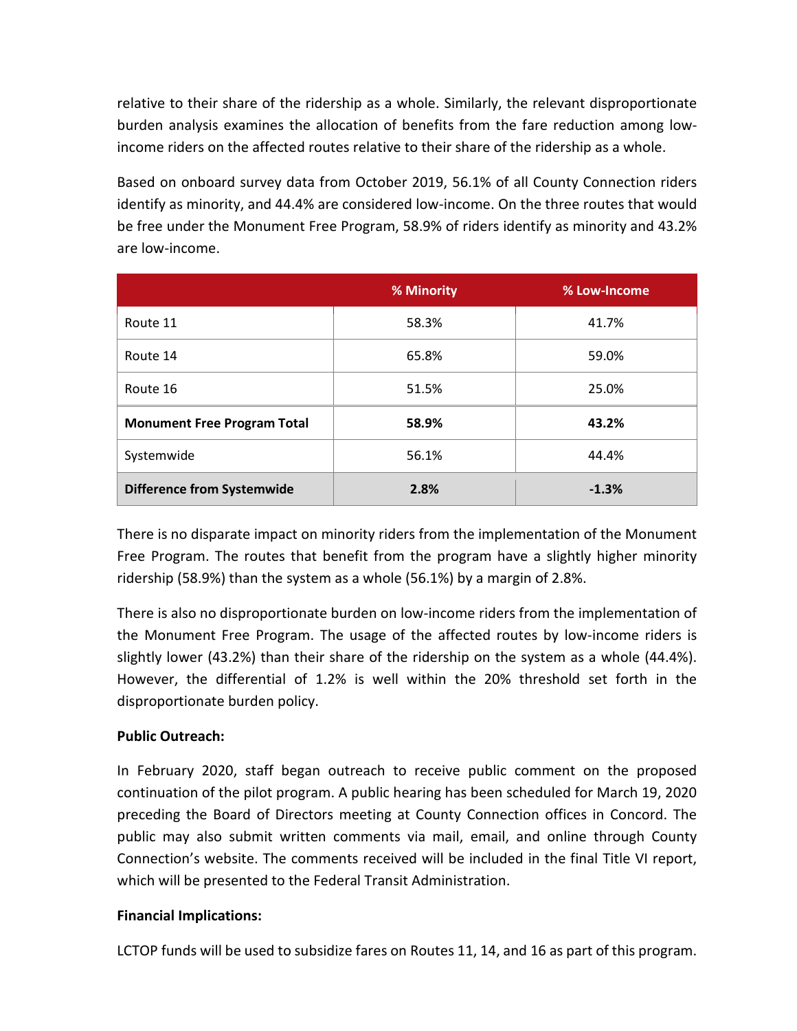relative to their share of the ridership as a whole. Similarly, the relevant disproportionate burden analysis examines the allocation of benefits from the fare reduction among low-income riders on the affected routes relative to their share of the ridership as a whole.

Based on onboard survey data from October 2019, 56.1% of all County Connection riders identify as minority, and 44.4% are considered low-income. On the three routes that would be free under the Monument Free Program, 58.9% of riders identify as minority and 43.2% are low-income.

| | % Minority | % Low-Income |
|---|---|---|
| Route 11 | 58.3% | 41.7% |
| Route 14 | 65.8% | 59.0% |
| Route 16 | 51.5% | 25.0% |
| **Monument Free Program Total** | **58.9%** | **43.2%** |
| Systemwide | 56.1% | 44.4% |
| **Difference from Systemwide** | **2.8%** | **-1.3%** |

There is no disparate impact on minority riders from the implementation of the Monument Free Program. The routes that benefit from the program have a slightly higher minority ridership (58.9%) than the system as a whole (56.1%) by a margin of 2.8%.

There is also no disproportionate burden on low-income riders from the implementation of the Monument Free Program. The usage of the affected routes by low-income riders is slightly lower (43.2%) than their share of the ridership on the system as a whole (44.4%). However, the differential of 1.2% is well within the 20% threshold set forth in the disproportionate burden policy.

**Public Outreach:**

In February 2020, staff began outreach to receive public comment on the proposed continuation of the pilot program. A public hearing has been scheduled for March 19, 2020 preceding the Board of Directors meeting at County Connection offices in Concord. The public may also submit written comments via mail, email, and online through County Connection's website. The comments received will be included in the final Title VI report, which will be presented to the Federal Transit Administration.

**Financial Implications:**

LCTOP funds will be used to subsidize fares on Routes 11, 14, and 16 as part of this program.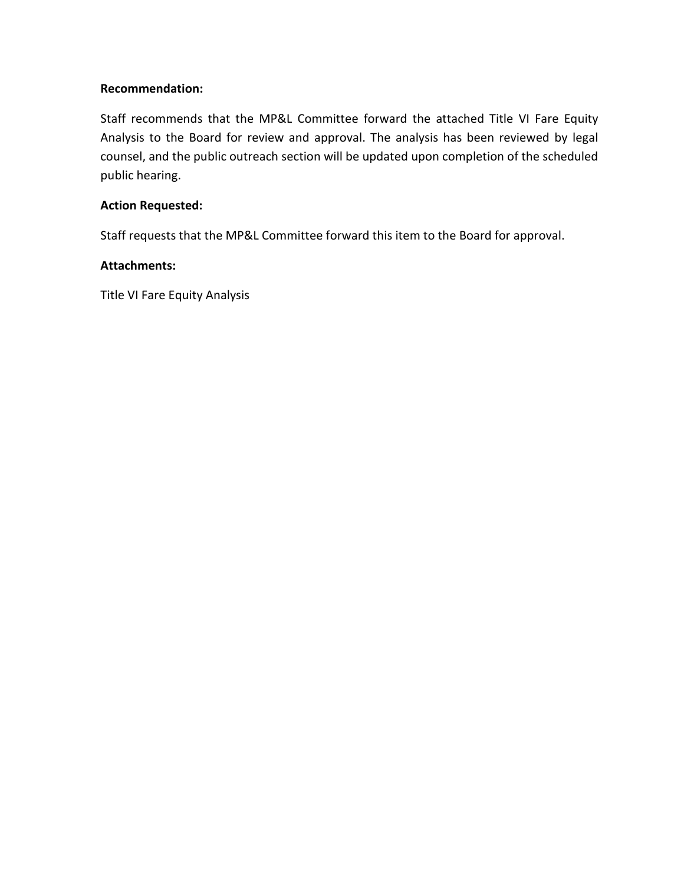**Recommendation:**

Staff recommends that the MP&L Committee forward the attached Title VI Fare Equity Analysis to the Board for review and approval. The analysis has been reviewed by legal counsel, and the public outreach section will be updated upon completion of the scheduled public hearing.

**Action Requested:**

Staff requests that the MP&L Committee forward this item to the Board for approval.

**Attachments:**

Title VI Fare Equity Analysis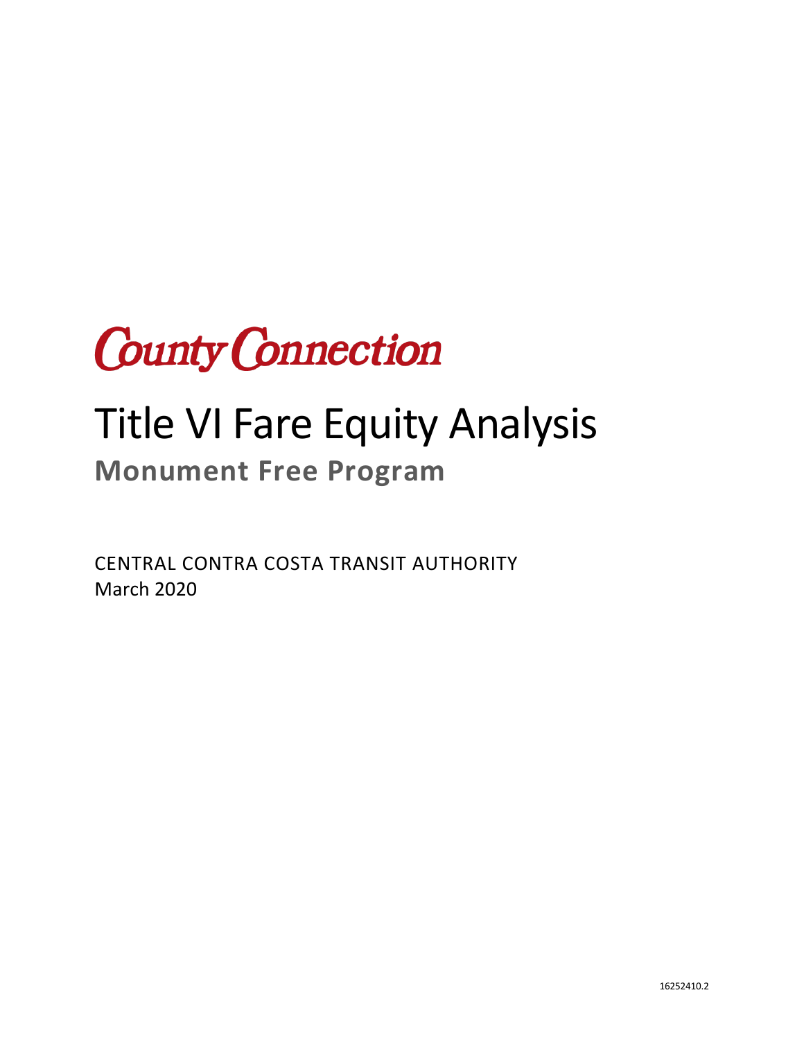County Connection

# Title VI Fare Equity Analysis

## Monument Free Program

CENTRAL CONTRA COSTA TRANSIT AUTHORITY
March 2020

16252410.2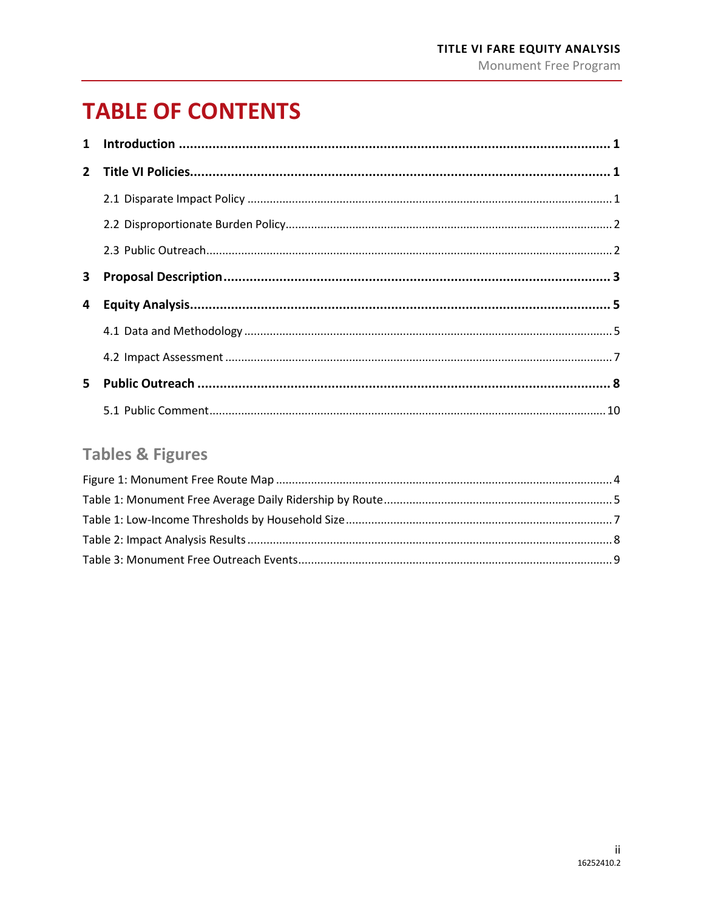# TABLE OF CONTENTS

**1 Introduction .................................................................................................................. 1**

**2 Title VI Policies................................................................................................................ 1**

2.1 Disparate Impact Policy ................................................................................................. 1

2.2 Disproportionate Burden Policy...................................................................................... 2

2.3 Public Outreach.............................................................................................................. 2

**3 Proposal Description....................................................................................................... 3**

**4 Equity Analysis................................................................................................................ 5**

4.1 Data and Methodology .................................................................................................. 5

4.2 Impact Assessment ........................................................................................................ 7

**5 Public Outreach .............................................................................................................. 8**

5.1 Public Comment........................................................................................................... 10

## Tables & Figures

Figure 1: Monument Free Route Map ........................................................................................ 4

Table 1: Monument Free Average Daily Ridership by Route...................................................... 5

Table 1: Low-Income Thresholds by Household Size .................................................................. 7

Table 2: Impact Analysis Results ................................................................................................. 8

Table 3: Monument Free Outreach Events.................................................................................. 9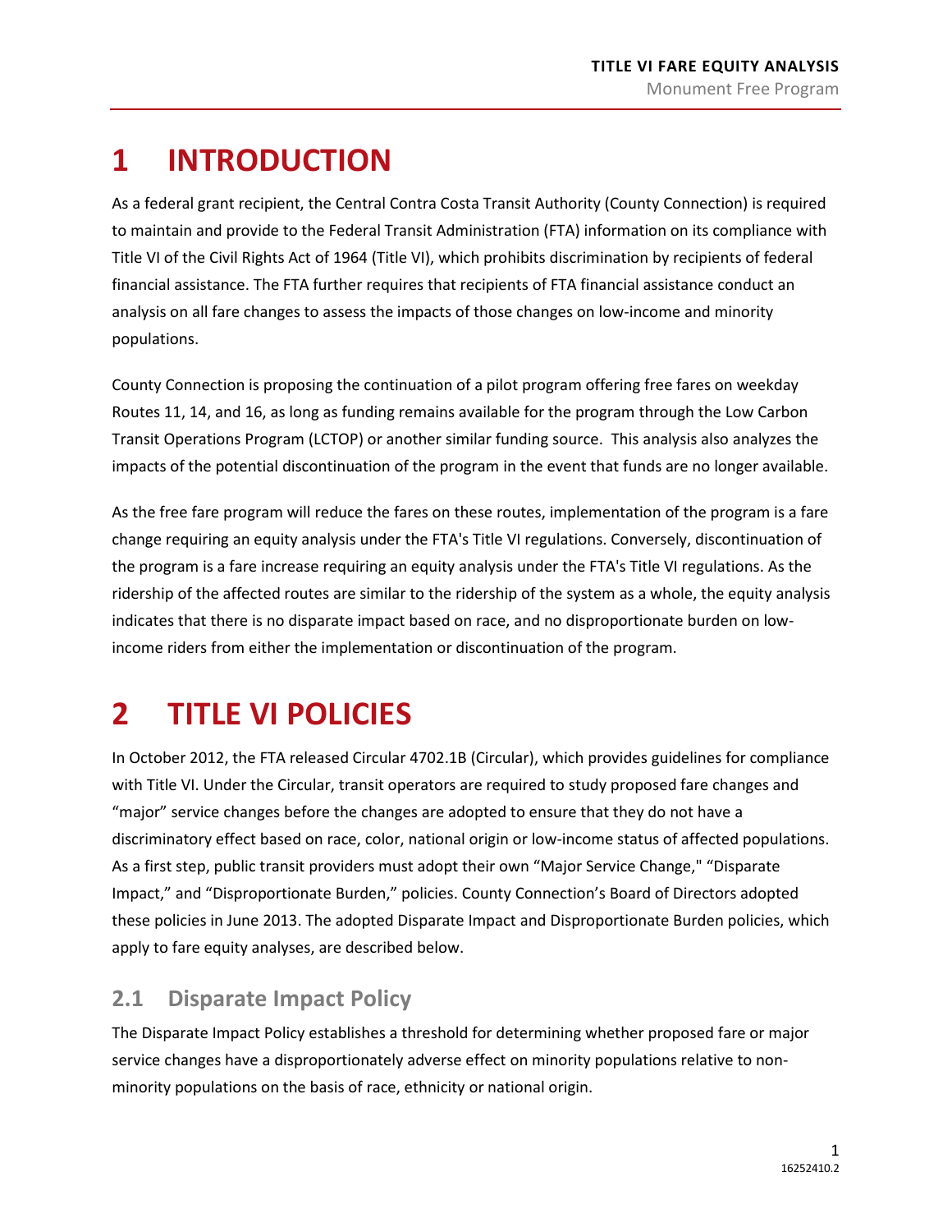# 1 INTRODUCTION

As a federal grant recipient, the Central Contra Costa Transit Authority (County Connection) is required to maintain and provide to the Federal Transit Administration (FTA) information on its compliance with Title VI of the Civil Rights Act of 1964 (Title VI), which prohibits discrimination by recipients of federal financial assistance. The FTA further requires that recipients of FTA financial assistance conduct an analysis on all fare changes to assess the impacts of those changes on low-income and minority populations.

County Connection is proposing the continuation of a pilot program offering free fares on weekday Routes 11, 14, and 16, as long as funding remains available for the program through the Low Carbon Transit Operations Program (LCTOP) or another similar funding source. This analysis also analyzes the impacts of the potential discontinuation of the program in the event that funds are no longer available.

As the free fare program will reduce the fares on these routes, implementation of the program is a fare change requiring an equity analysis under the FTA's Title VI regulations. Conversely, discontinuation of the program is a fare increase requiring an equity analysis under the FTA's Title VI regulations. As the ridership of the affected routes are similar to the ridership of the system as a whole, the equity analysis indicates that there is no disparate impact based on race, and no disproportionate burden on low-income riders from either the implementation or discontinuation of the program.

# 2 TITLE VI POLICIES

In October 2012, the FTA released Circular 4702.1B (Circular), which provides guidelines for compliance with Title VI. Under the Circular, transit operators are required to study proposed fare changes and "major" service changes before the changes are adopted to ensure that they do not have a discriminatory effect based on race, color, national origin or low-income status of affected populations. As a first step, public transit providers must adopt their own "Major Service Change," "Disparate Impact," and "Disproportionate Burden," policies. County Connection's Board of Directors adopted these policies in June 2013. The adopted Disparate Impact and Disproportionate Burden policies, which apply to fare equity analyses, are described below.

## 2.1 Disparate Impact Policy

The Disparate Impact Policy establishes a threshold for determining whether proposed fare or major service changes have a disproportionately adverse effect on minority populations relative to non-minority populations on the basis of race, ethnicity or national origin.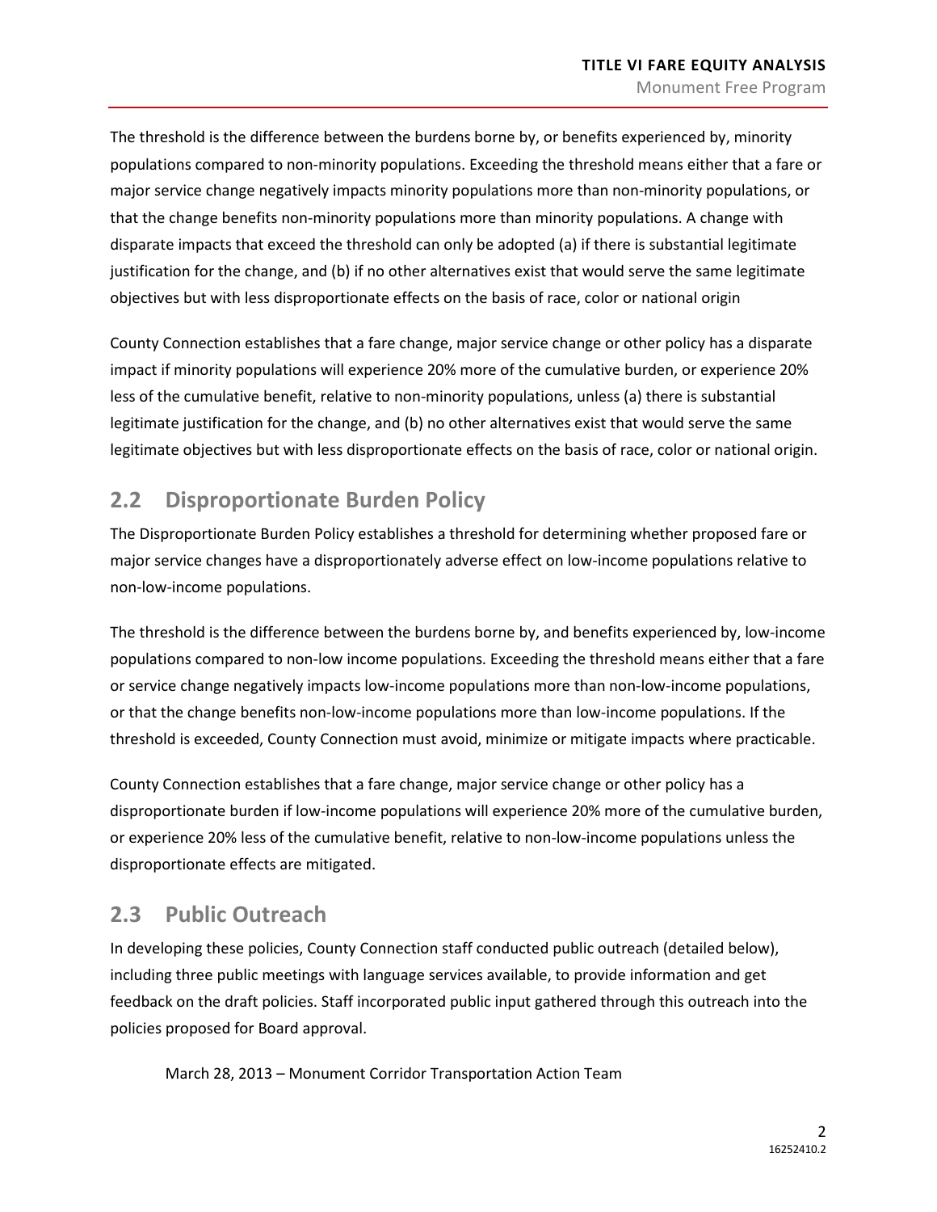The threshold is the difference between the burdens borne by, or benefits experienced by, minority populations compared to non-minority populations. Exceeding the threshold means either that a fare or major service change negatively impacts minority populations more than non-minority populations, or that the change benefits non-minority populations more than minority populations. A change with disparate impacts that exceed the threshold can only be adopted (a) if there is substantial legitimate justification for the change, and (b) if no other alternatives exist that would serve the same legitimate objectives but with less disproportionate effects on the basis of race, color or national origin

County Connection establishes that a fare change, major service change or other policy has a disparate impact if minority populations will experience 20% more of the cumulative burden, or experience 20% less of the cumulative benefit, relative to non-minority populations, unless (a) there is substantial legitimate justification for the change, and (b) no other alternatives exist that would serve the same legitimate objectives but with less disproportionate effects on the basis of race, color or national origin.

## 2.2 Disproportionate Burden Policy

The Disproportionate Burden Policy establishes a threshold for determining whether proposed fare or major service changes have a disproportionately adverse effect on low-income populations relative to non-low-income populations.

The threshold is the difference between the burdens borne by, and benefits experienced by, low-income populations compared to non-low income populations. Exceeding the threshold means either that a fare or service change negatively impacts low-income populations more than non-low-income populations, or that the change benefits non-low-income populations more than low-income populations. If the threshold is exceeded, County Connection must avoid, minimize or mitigate impacts where practicable.

County Connection establishes that a fare change, major service change or other policy has a disproportionate burden if low-income populations will experience 20% more of the cumulative burden, or experience 20% less of the cumulative benefit, relative to non-low-income populations unless the disproportionate effects are mitigated.

## 2.3 Public Outreach

In developing these policies, County Connection staff conducted public outreach (detailed below), including three public meetings with language services available, to provide information and get feedback on the draft policies. Staff incorporated public input gathered through this outreach into the policies proposed for Board approval.

March 28, 2013 – Monument Corridor Transportation Action Team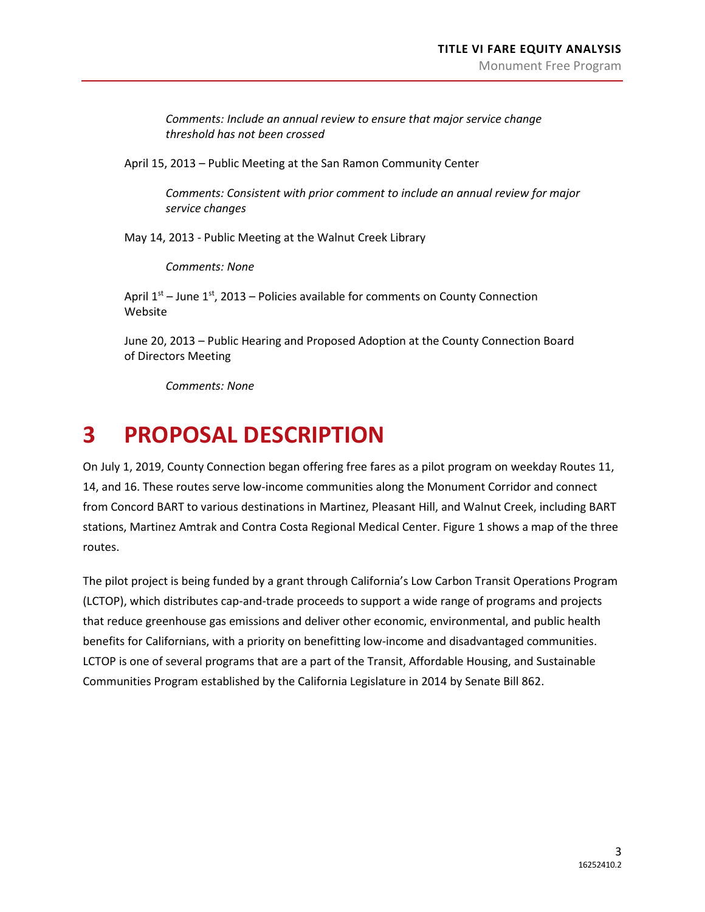*Comments: Include an annual review to ensure that major service change threshold has not been crossed*

April 15, 2013 – Public Meeting at the San Ramon Community Center

*Comments: Consistent with prior comment to include an annual review for major service changes*

May 14, 2013 - Public Meeting at the Walnut Creek Library

*Comments: None*

April 1st – June 1st, 2013 – Policies available for comments on County Connection Website

June 20, 2013 – Public Hearing and Proposed Adoption at the County Connection Board of Directors Meeting

*Comments: None*

# 3 PROPOSAL DESCRIPTION

On July 1, 2019, County Connection began offering free fares as a pilot program on weekday Routes 11, 14, and 16. These routes serve low-income communities along the Monument Corridor and connect from Concord BART to various destinations in Martinez, Pleasant Hill, and Walnut Creek, including BART stations, Martinez Amtrak and Contra Costa Regional Medical Center. Figure 1 shows a map of the three routes.

The pilot project is being funded by a grant through California's Low Carbon Transit Operations Program (LCTOP), which distributes cap-and-trade proceeds to support a wide range of programs and projects that reduce greenhouse gas emissions and deliver other economic, environmental, and public health benefits for Californians, with a priority on benefitting low-income and disadvantaged communities. LCTOP is one of several programs that are a part of the Transit, Affordable Housing, and Sustainable Communities Program established by the California Legislature in 2014 by Senate Bill 862.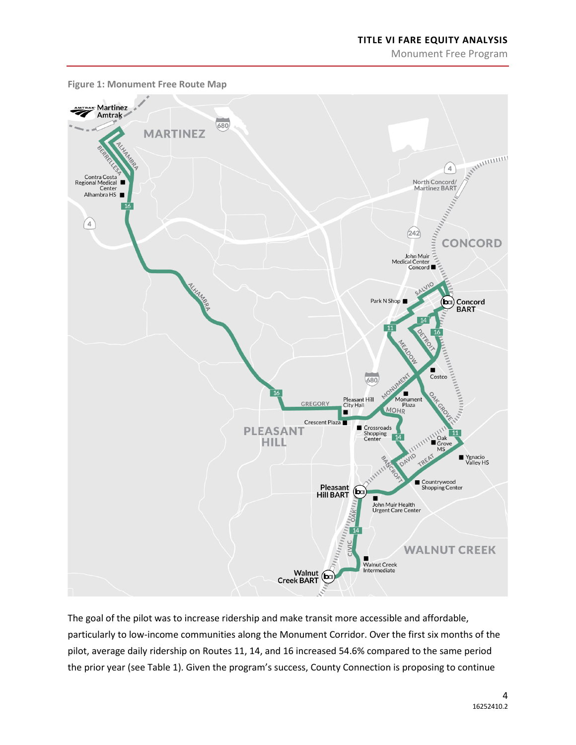**Figure 1: Monument Free Route Map**

The goal of the pilot was to increase ridership and make transit more accessible and affordable, particularly to low-income communities along the Monument Corridor. Over the first six months of the pilot, average daily ridership on Routes 11, 14, and 16 increased 54.6% compared to the same period the prior year (see Table 1). Given the program's success, County Connection is proposing to continue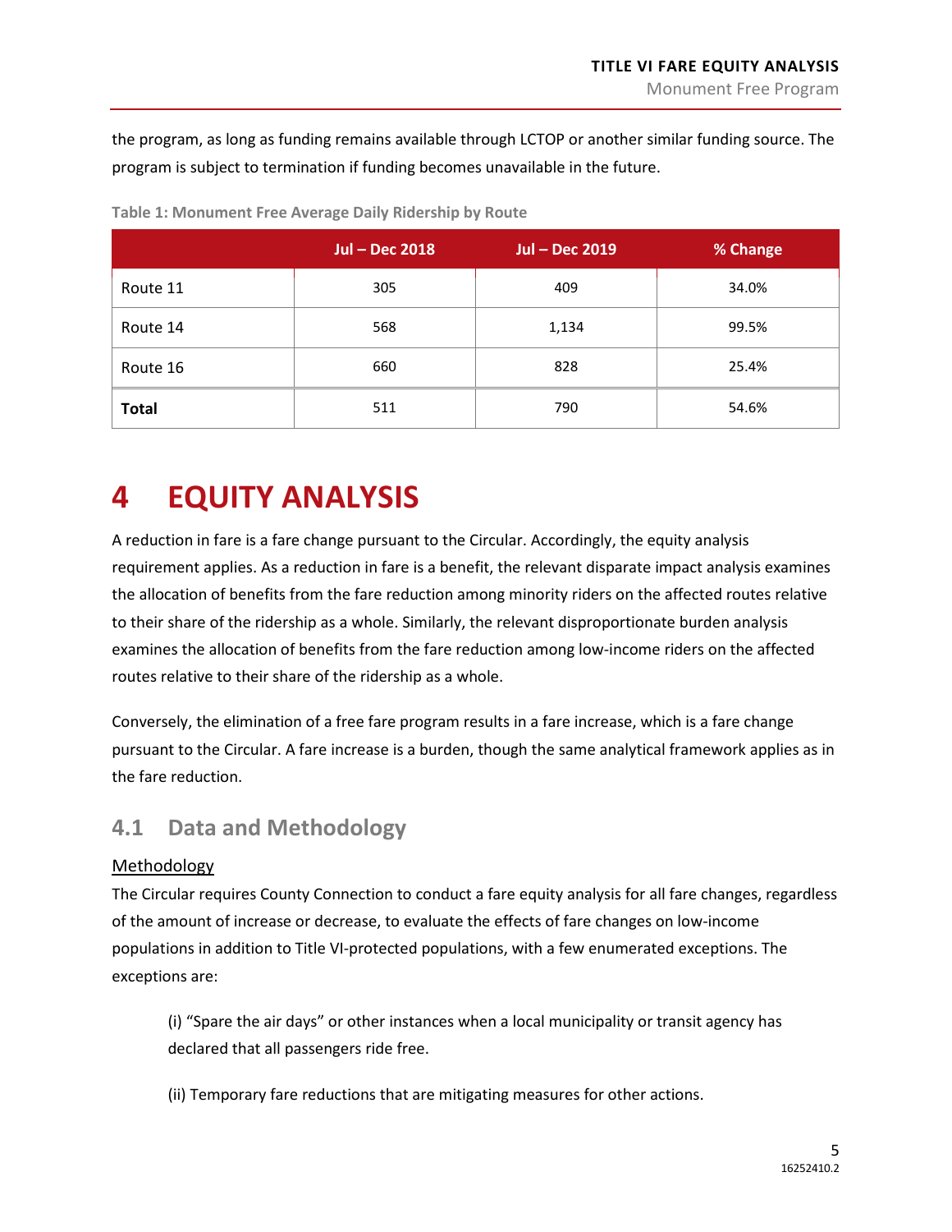the program, as long as funding remains available through LCTOP or another similar funding source. The program is subject to termination if funding becomes unavailable in the future.

**Table 1: Monument Free Average Daily Ridership by Route**

| | Jul – Dec 2018 | Jul – Dec 2019 | % Change |
|---|---|---|---|
| Route 11 | 305 | 409 | 34.0% |
| Route 14 | 568 | 1,134 | 99.5% |
| Route 16 | 660 | 828 | 25.4% |
| **Total** | 511 | 790 | 54.6% |

# 4 EQUITY ANALYSIS

A reduction in fare is a fare change pursuant to the Circular. Accordingly, the equity analysis requirement applies. As a reduction in fare is a benefit, the relevant disparate impact analysis examines the allocation of benefits from the fare reduction among minority riders on the affected routes relative to their share of the ridership as a whole. Similarly, the relevant disproportionate burden analysis examines the allocation of benefits from the fare reduction among low-income riders on the affected routes relative to their share of the ridership as a whole.

Conversely, the elimination of a free fare program results in a fare increase, which is a fare change pursuant to the Circular. A fare increase is a burden, though the same analytical framework applies as in the fare reduction.

## 4.1 Data and Methodology

Methodology

The Circular requires County Connection to conduct a fare equity analysis for all fare changes, regardless of the amount of increase or decrease, to evaluate the effects of fare changes on low-income populations in addition to Title VI-protected populations, with a few enumerated exceptions. The exceptions are:

(i) "Spare the air days" or other instances when a local municipality or transit agency has declared that all passengers ride free.

(ii) Temporary fare reductions that are mitigating measures for other actions.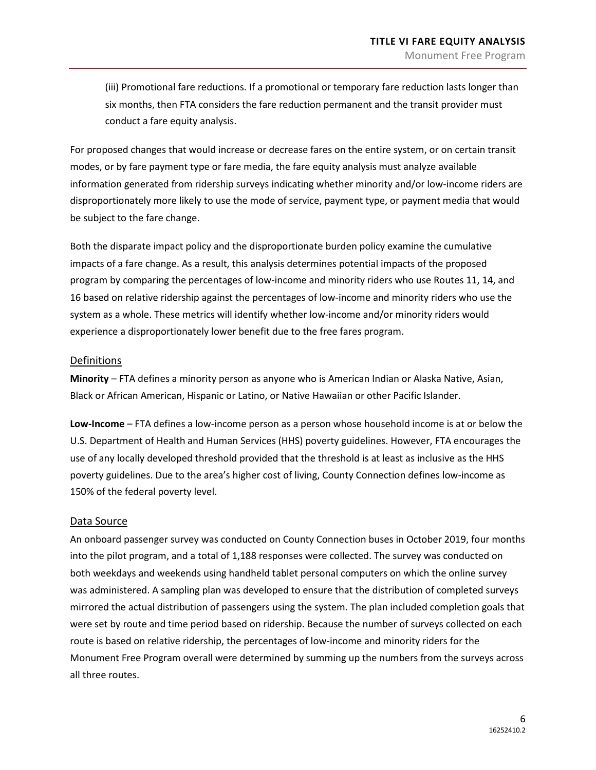(iii) Promotional fare reductions. If a promotional or temporary fare reduction lasts longer than six months, then FTA considers the fare reduction permanent and the transit provider must conduct a fare equity analysis.

For proposed changes that would increase or decrease fares on the entire system, or on certain transit modes, or by fare payment type or fare media, the fare equity analysis must analyze available information generated from ridership surveys indicating whether minority and/or low-income riders are disproportionately more likely to use the mode of service, payment type, or payment media that would be subject to the fare change.

Both the disparate impact policy and the disproportionate burden policy examine the cumulative impacts of a fare change. As a result, this analysis determines potential impacts of the proposed program by comparing the percentages of low-income and minority riders who use Routes 11, 14, and 16 based on relative ridership against the percentages of low-income and minority riders who use the system as a whole. These metrics will identify whether low-income and/or minority riders would experience a disproportionately lower benefit due to the free fares program.

## Definitions

**Minority** – FTA defines a minority person as anyone who is American Indian or Alaska Native, Asian, Black or African American, Hispanic or Latino, or Native Hawaiian or other Pacific Islander.

**Low-Income** – FTA defines a low-income person as a person whose household income is at or below the U.S. Department of Health and Human Services (HHS) poverty guidelines. However, FTA encourages the use of any locally developed threshold provided that the threshold is at least as inclusive as the HHS poverty guidelines. Due to the area's higher cost of living, County Connection defines low-income as 150% of the federal poverty level.

## Data Source

An onboard passenger survey was conducted on County Connection buses in October 2019, four months into the pilot program, and a total of 1,188 responses were collected. The survey was conducted on both weekdays and weekends using handheld tablet personal computers on which the online survey was administered. A sampling plan was developed to ensure that the distribution of completed surveys mirrored the actual distribution of passengers using the system. The plan included completion goals that were set by route and time period based on ridership. Because the number of surveys collected on each route is based on relative ridership, the percentages of low-income and minority riders for the Monument Free Program overall were determined by summing up the numbers from the surveys across all three routes.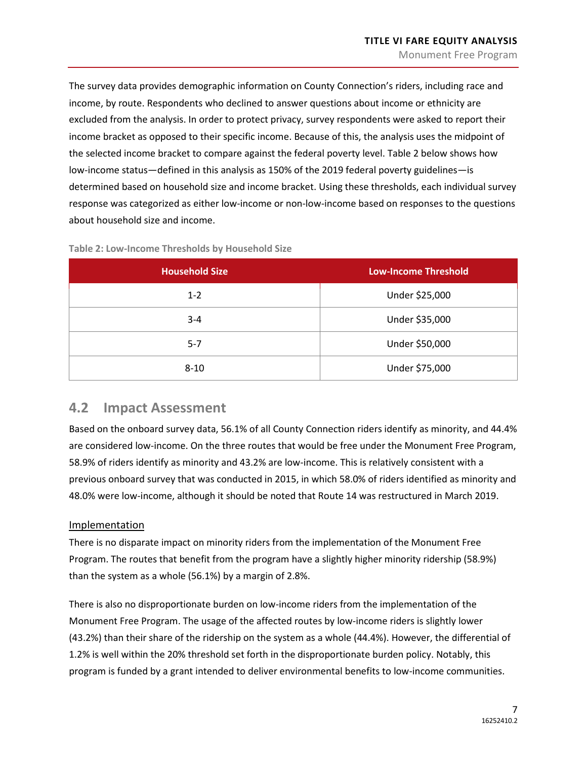The survey data provides demographic information on County Connection's riders, including race and income, by route. Respondents who declined to answer questions about income or ethnicity are excluded from the analysis. In order to protect privacy, survey respondents were asked to report their income bracket as opposed to their specific income. Because of this, the analysis uses the midpoint of the selected income bracket to compare against the federal poverty level. Table 2 below shows how low-income status—defined in this analysis as 150% of the 2019 federal poverty guidelines—is determined based on household size and income bracket. Using these thresholds, each individual survey response was categorized as either low-income or non-low-income based on responses to the questions about household size and income.

**Table 2: Low-Income Thresholds by Household Size**

| Household Size | Low-Income Threshold |
|---|---|
| 1-2 | Under $25,000 |
| 3-4 | Under $35,000 |
| 5-7 | Under $50,000 |
| 8-10 | Under $75,000 |

## 4.2 Impact Assessment

Based on the onboard survey data, 56.1% of all County Connection riders identify as minority, and 44.4% are considered low-income. On the three routes that would be free under the Monument Free Program, 58.9% of riders identify as minority and 43.2% are low-income. This is relatively consistent with a previous onboard survey that was conducted in 2015, in which 58.0% of riders identified as minority and 48.0% were low-income, although it should be noted that Route 14 was restructured in March 2019.

### Implementation

There is no disparate impact on minority riders from the implementation of the Monument Free Program. The routes that benefit from the program have a slightly higher minority ridership (58.9%) than the system as a whole (56.1%) by a margin of 2.8%.

There is also no disproportionate burden on low-income riders from the implementation of the Monument Free Program. The usage of the affected routes by low-income riders is slightly lower (43.2%) than their share of the ridership on the system as a whole (44.4%). However, the differential of 1.2% is well within the 20% threshold set forth in the disproportionate burden policy. Notably, this program is funded by a grant intended to deliver environmental benefits to low-income communities.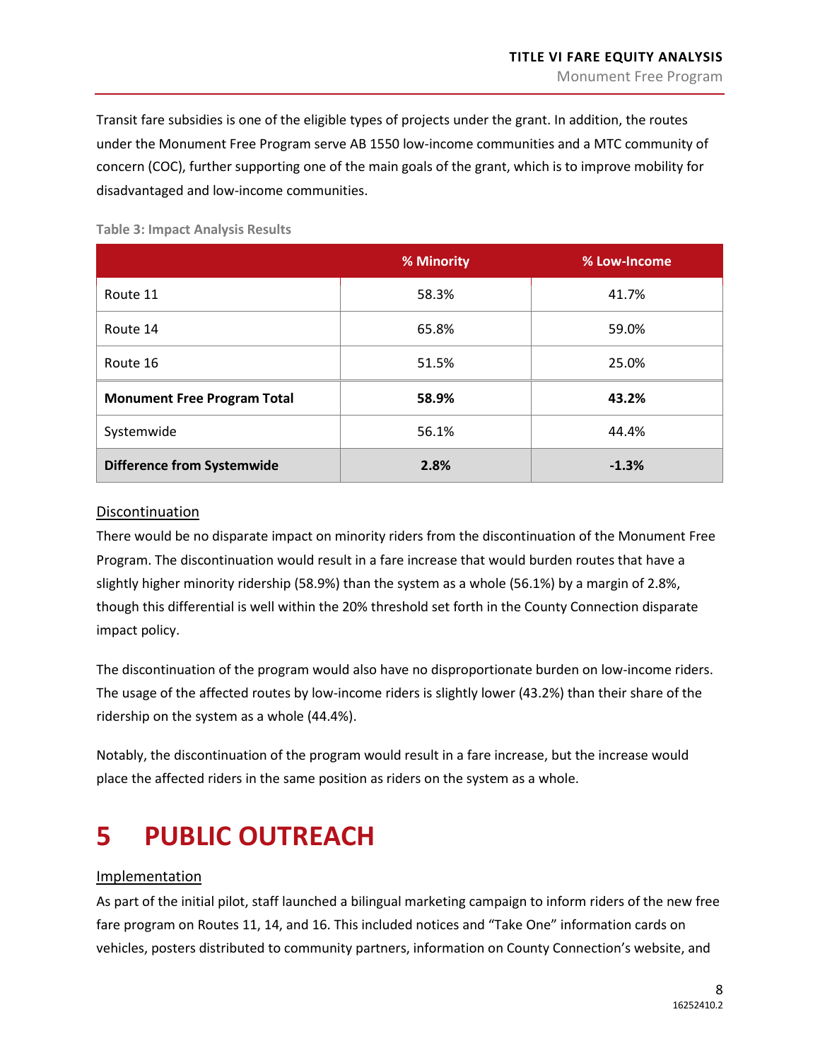Transit fare subsidies is one of the eligible types of projects under the grant. In addition, the routes under the Monument Free Program serve AB 1550 low-income communities and a MTC community of concern (COC), further supporting one of the main goals of the grant, which is to improve mobility for disadvantaged and low-income communities.

**Table 3: Impact Analysis Results**

| | % Minority | % Low-Income |
|---|---|---|
| Route 11 | 58.3% | 41.7% |
| Route 14 | 65.8% | 59.0% |
| Route 16 | 51.5% | 25.0% |
| **Monument Free Program Total** | **58.9%** | **43.2%** |
| Systemwide | 56.1% | 44.4% |
| **Difference from Systemwide** | **2.8%** | **-1.3%** |

### Discontinuation

There would be no disparate impact on minority riders from the discontinuation of the Monument Free Program. The discontinuation would result in a fare increase that would burden routes that have a slightly higher minority ridership (58.9%) than the system as a whole (56.1%) by a margin of 2.8%, though this differential is well within the 20% threshold set forth in the County Connection disparate impact policy.

The discontinuation of the program would also have no disproportionate burden on low-income riders. The usage of the affected routes by low-income riders is slightly lower (43.2%) than their share of the ridership on the system as a whole (44.4%).

Notably, the discontinuation of the program would result in a fare increase, but the increase would place the affected riders in the same position as riders on the system as a whole.

# 5 PUBLIC OUTREACH

### Implementation

As part of the initial pilot, staff launched a bilingual marketing campaign to inform riders of the new free fare program on Routes 11, 14, and 16. This included notices and "Take One" information cards on vehicles, posters distributed to community partners, information on County Connection's website, and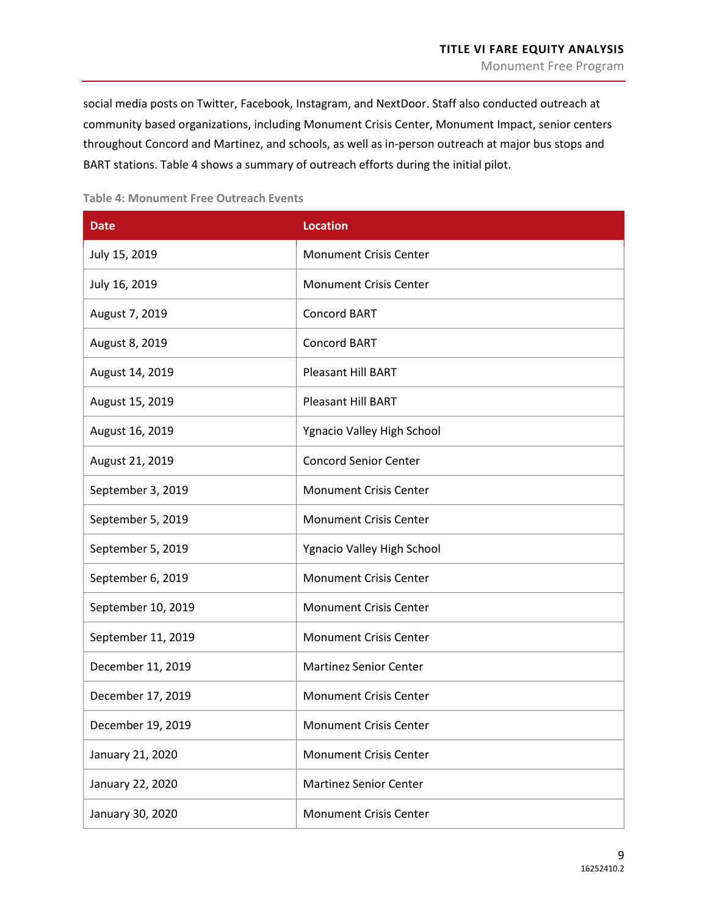social media posts on Twitter, Facebook, Instagram, and NextDoor. Staff also conducted outreach at community based organizations, including Monument Crisis Center, Monument Impact, senior centers throughout Concord and Martinez, and schools, as well as in-person outreach at major bus stops and BART stations. Table 4 shows a summary of outreach efforts during the initial pilot.

**Table 4: Monument Free Outreach Events**

| Date | Location |
|---|---|
| July 15, 2019 | Monument Crisis Center |
| July 16, 2019 | Monument Crisis Center |
| August 7, 2019 | Concord BART |
| August 8, 2019 | Concord BART |
| August 14, 2019 | Pleasant Hill BART |
| August 15, 2019 | Pleasant Hill BART |
| August 16, 2019 | Ygnacio Valley High School |
| August 21, 2019 | Concord Senior Center |
| September 3, 2019 | Monument Crisis Center |
| September 5, 2019 | Monument Crisis Center |
| September 5, 2019 | Ygnacio Valley High School |
| September 6, 2019 | Monument Crisis Center |
| September 10, 2019 | Monument Crisis Center |
| September 11, 2019 | Monument Crisis Center |
| December 11, 2019 | Martinez Senior Center |
| December 17, 2019 | Monument Crisis Center |
| December 19, 2019 | Monument Crisis Center |
| January 21, 2020 | Monument Crisis Center |
| January 22, 2020 | Martinez Senior Center |
| January 30, 2020 | Monument Crisis Center |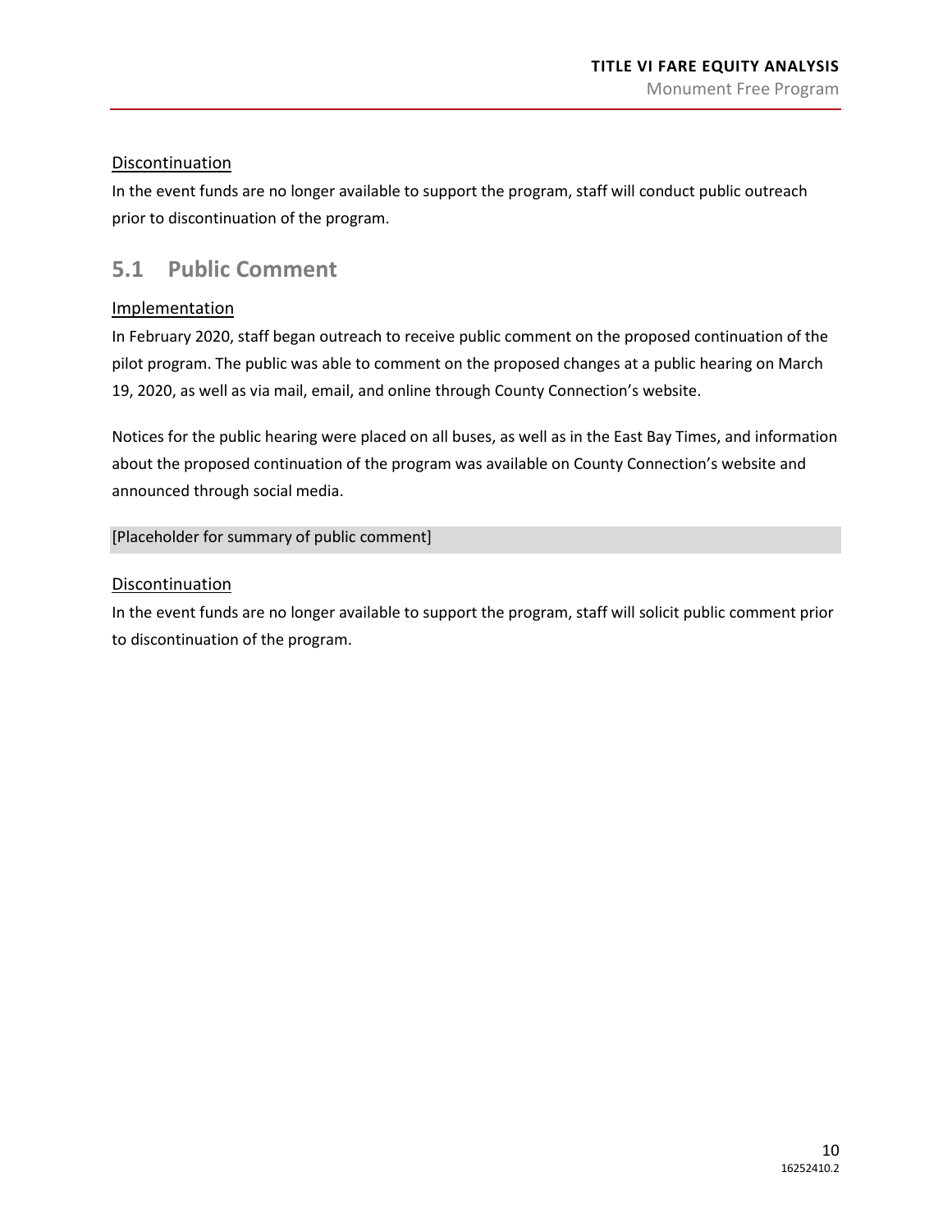#### Discontinuation

In the event funds are no longer available to support the program, staff will conduct public outreach prior to discontinuation of the program.

## 5.1 Public Comment

#### Implementation

In February 2020, staff began outreach to receive public comment on the proposed continuation of the pilot program. The public was able to comment on the proposed changes at a public hearing on March 19, 2020, as well as via mail, email, and online through County Connection's website.

Notices for the public hearing were placed on all buses, as well as in the East Bay Times, and information about the proposed continuation of the program was available on County Connection's website and announced through social media.

[Placeholder for summary of public comment]

#### Discontinuation

In the event funds are no longer available to support the program, staff will solicit public comment prior to discontinuation of the program.